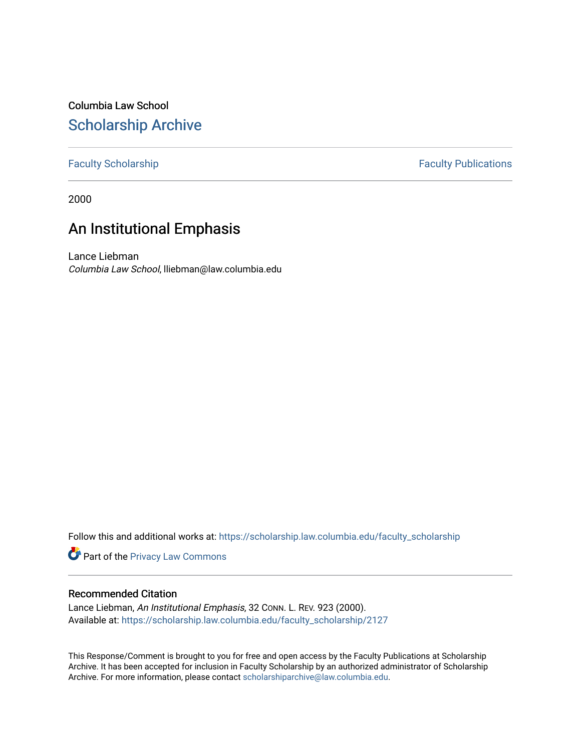Columbia Law School

# Scholarship Archive

Faculty Scholarship | Faculty Publications

2000

## An Institutional Emphasis

Lance Liebman

*Columbia Law School*, lliebman@law.columbia.edu

Follow this and additional works at: https://scholarship.law.columbia.edu/faculty_scholarship

Part of the Privacy Law Commons

### Recommended Citation

Lance Liebman, *An Institutional Emphasis*, 32 Conn. L. Rev. 923 (2000).

Available at: https://scholarship.law.columbia.edu/faculty_scholarship/2127

This Response/Comment is brought to you for free and open access by the Faculty Publications at Scholarship Archive. It has been accepted for inclusion in Faculty Scholarship by an authorized administrator of Scholarship Archive. For more information, please contact scholarshiparchive@law.columbia.edu.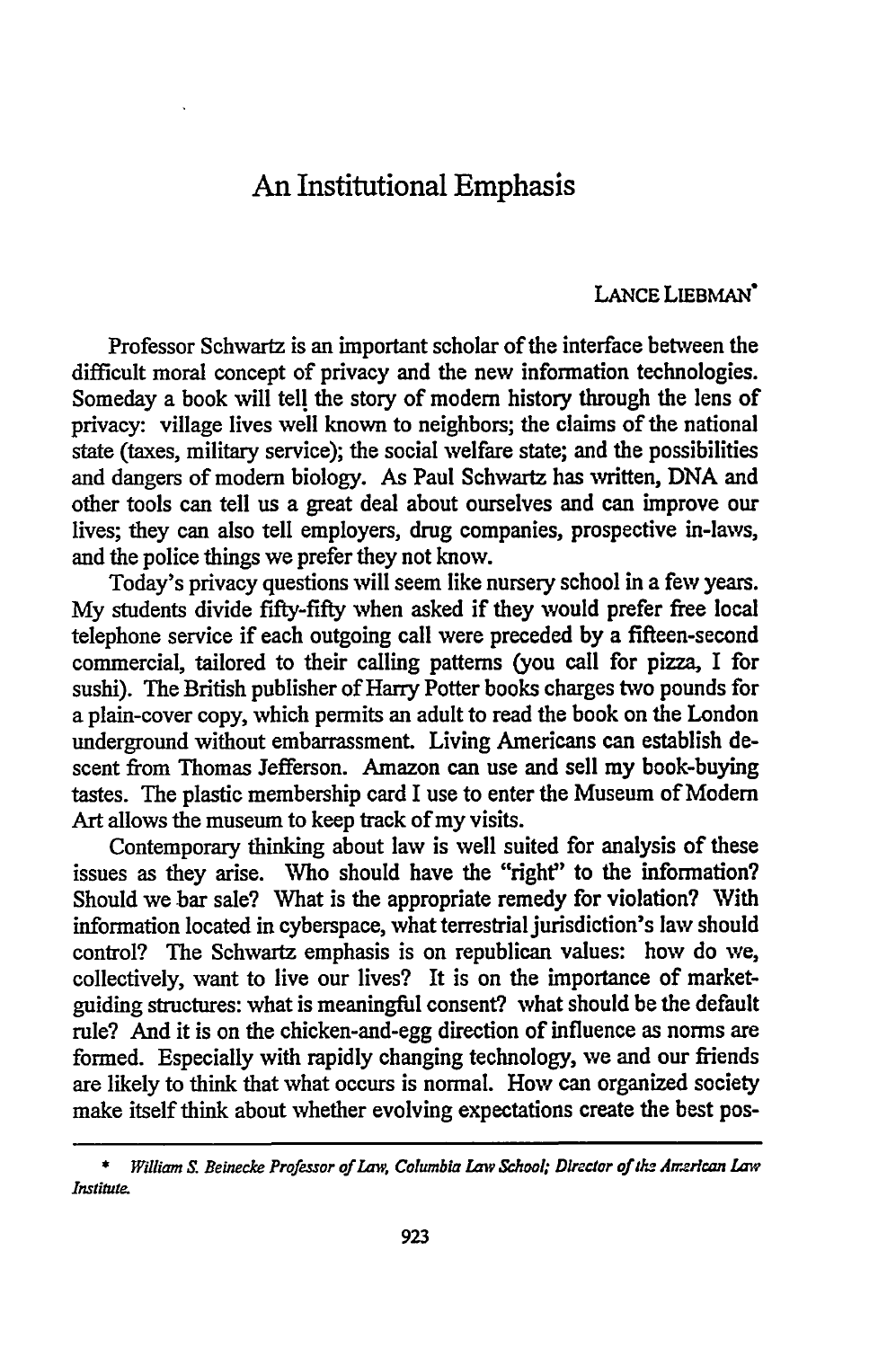# An Institutional Emphasis

LANCE LIEBMAN*

Professor Schwartz is an important scholar of the interface between the difficult moral concept of privacy and the new information technologies. Someday a book will tell the story of modern history through the lens of privacy: village lives well known to neighbors; the claims of the national state (taxes, military service); the social welfare state; and the possibilities and dangers of modern biology. As Paul Schwartz has written, DNA and other tools can tell us a great deal about ourselves and can improve our lives; they can also tell employers, drug companies, prospective in-laws, and the police things we prefer they not know.

Today's privacy questions will seem like nursery school in a few years. My students divide fifty-fifty when asked if they would prefer free local telephone service if each outgoing call were preceded by a fifteen-second commercial, tailored to their calling patterns (you call for pizza, I for sushi). The British publisher of Harry Potter books charges two pounds for a plain-cover copy, which permits an adult to read the book on the London underground without embarrassment. Living Americans can establish descent from Thomas Jefferson. Amazon can use and sell my book-buying tastes. The plastic membership card I use to enter the Museum of Modern Art allows the museum to keep track of my visits.

Contemporary thinking about law is well suited for analysis of these issues as they arise. Who should have the "right" to the information? Should we bar sale? What is the appropriate remedy for violation? With information located in cyberspace, what terrestrial jurisdiction's law should control? The Schwartz emphasis is on republican values: how do we, collectively, want to live our lives? It is on the importance of market-guiding structures: what is meaningful consent? what should be the default rule? And it is on the chicken-and-egg direction of influence as norms are formed. Especially with rapidly changing technology, we and our friends are likely to think that what occurs is normal. How can organized society make itself think about whether evolving expectations create the best pos-

---

\* *William S. Beinecke Professor of Law, Columbia Law School; Director of the American Law Institute.*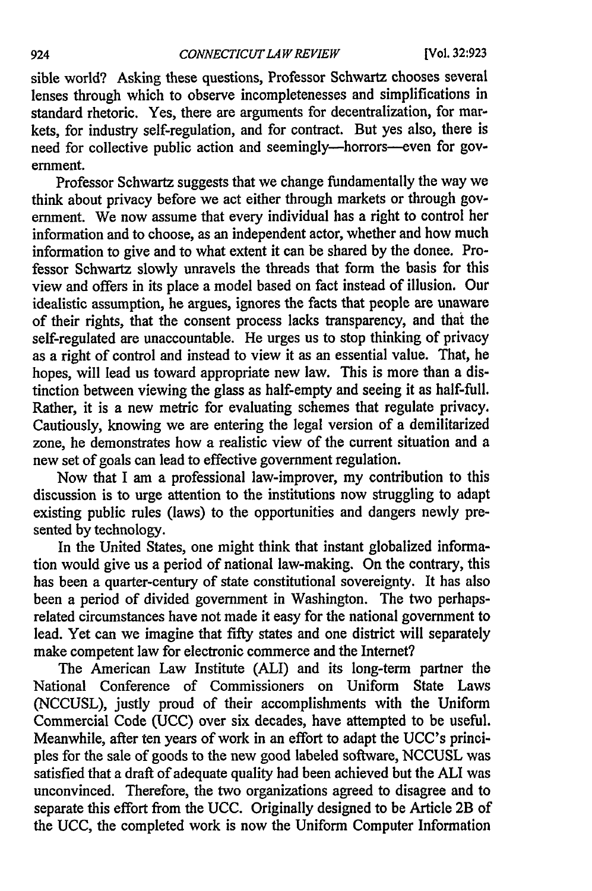sible world? Asking these questions, Professor Schwartz chooses several lenses through which to observe incompletenesses and simplifications in standard rhetoric. Yes, there are arguments for decentralization, for markets, for industry self-regulation, and for contract. But yes also, there is need for collective public action and seemingly—horrors—even for government.

Professor Schwartz suggests that we change fundamentally the way we think about privacy before we act either through markets or through government. We now assume that every individual has a right to control her information and to choose, as an independent actor, whether and how much information to give and to what extent it can be shared by the donee. Professor Schwartz slowly unravels the threads that form the basis for this view and offers in its place a model based on fact instead of illusion. Our idealistic assumption, he argues, ignores the facts that people are unaware of their rights, that the consent process lacks transparency, and that the self-regulated are unaccountable. He urges us to stop thinking of privacy as a right of control and instead to view it as an essential value. That, he hopes, will lead us toward appropriate new law. This is more than a distinction between viewing the glass as half-empty and seeing it as half-full. Rather, it is a new metric for evaluating schemes that regulate privacy. Cautiously, knowing we are entering the legal version of a demilitarized zone, he demonstrates how a realistic view of the current situation and a new set of goals can lead to effective government regulation.

Now that I am a professional law-improver, my contribution to this discussion is to urge attention to the institutions now struggling to adapt existing public rules (laws) to the opportunities and dangers newly presented by technology.

In the United States, one might think that instant globalized information would give us a period of national law-making. On the contrary, this has been a quarter-century of state constitutional sovereignty. It has also been a period of divided government in Washington. The two perhaps-related circumstances have not made it easy for the national government to lead. Yet can we imagine that fifty states and one district will separately make competent law for electronic commerce and the Internet?

The American Law Institute (ALI) and its long-term partner the National Conference of Commissioners on Uniform State Laws (NCCUSL), justly proud of their accomplishments with the Uniform Commercial Code (UCC) over six decades, have attempted to be useful. Meanwhile, after ten years of work in an effort to adapt the UCC's principles for the sale of goods to the new good labeled software, NCCUSL was satisfied that a draft of adequate quality had been achieved but the ALI was unconvinced. Therefore, the two organizations agreed to disagree and to separate this effort from the UCC. Originally designed to be Article 2B of the UCC, the completed work is now the Uniform Computer Information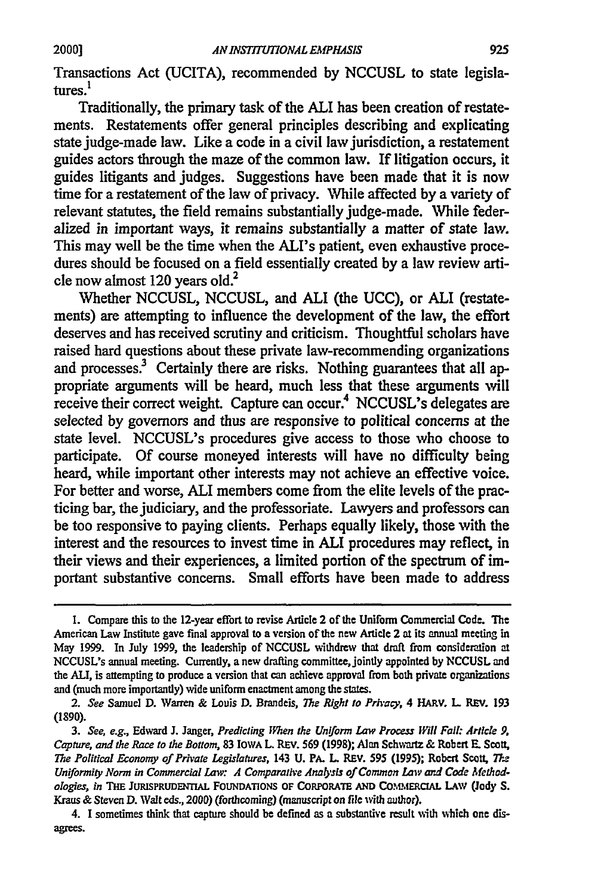Transactions Act (UCITA), recommended by NCCUSL to state legislatures.[1]

Traditionally, the primary task of the ALI has been creation of restatements. Restatements offer general principles describing and explicating state judge-made law. Like a code in a civil law jurisdiction, a restatement guides actors through the maze of the common law. If litigation occurs, it guides litigants and judges. Suggestions have been made that it is now time for a restatement of the law of privacy. While affected by a variety of relevant statutes, the field remains substantially judge-made. While federalized in important ways, it remains substantially a matter of state law. This may well be the time when the ALI's patient, even exhaustive procedures should be focused on a field essentially created by a law review article now almost 120 years old.[2]

Whether NCCUSL, NCCUSL, and ALI (the UCC), or ALI (restatements) are attempting to influence the development of the law, the effort deserves and has received scrutiny and criticism. Thoughtful scholars have raised hard questions about these private law-recommending organizations and processes.[3] Certainly there are risks. Nothing guarantees that all appropriate arguments will be heard, much less that these arguments will receive their correct weight. Capture can occur.[4] NCCUSL's delegates are selected by governors and thus are responsive to political concerns at the state level. NCCUSL's procedures give access to those who choose to participate. Of course moneyed interests will have no difficulty being heard, while important other interests may not achieve an effective voice. For better and worse, ALI members come from the elite levels of the practicing bar, the judiciary, and the professoriate. Lawyers and professors can be too responsive to paying clients. Perhaps equally likely, those with the interest and the resources to invest time in ALI procedures may reflect, in their views and their experiences, a limited portion of the spectrum of important substantive concerns. Small efforts have been made to address

---

1. Compare this to the 12-year effort to revise Article 2 of the Uniform Commercial Code. The American Law Institute gave final approval to a version of the new Article 2 at its annual meeting in May 1999. In July 1999, the leadership of NCCUSL withdrew that draft from consideration at NCCUSL's annual meeting. Currently, a new drafting committee, jointly appointed by NCCUSL and the ALI, is attempting to produce a version that can achieve approval from both private organizations and (much more importantly) wide uniform enactment among the states.

2. *See* Samuel D. Warren & Louis D. Brandeis, *The Right to Privacy*, 4 HARV. L. REV. 193 (1890).

3. *See, e.g.*, Edward J. Janger, *Predicting When the Uniform Law Process Will Fail: Article 9, Capture, and the Race to the Bottom*, 83 IOWA L. REV. 569 (1998); Alan Schwartz & Robert E. Scott, *The Political Economy of Private Legislatures*, 143 U. PA. L. REV. 595 (1995); Robert Scott, *The Uniformity Norm in Commercial Law: A Comparative Analysis of Common Law and Code Methodologies*, *in* THE JURISPRUDENTIAL FOUNDATIONS OF CORPORATE AND COMMERCIAL LAW (Jody S. Kraus & Steven D. Walt eds., 2000) (forthcoming) (manuscript on file with author).

4. I sometimes think that capture should be defined as a substantive result with which one disagrees.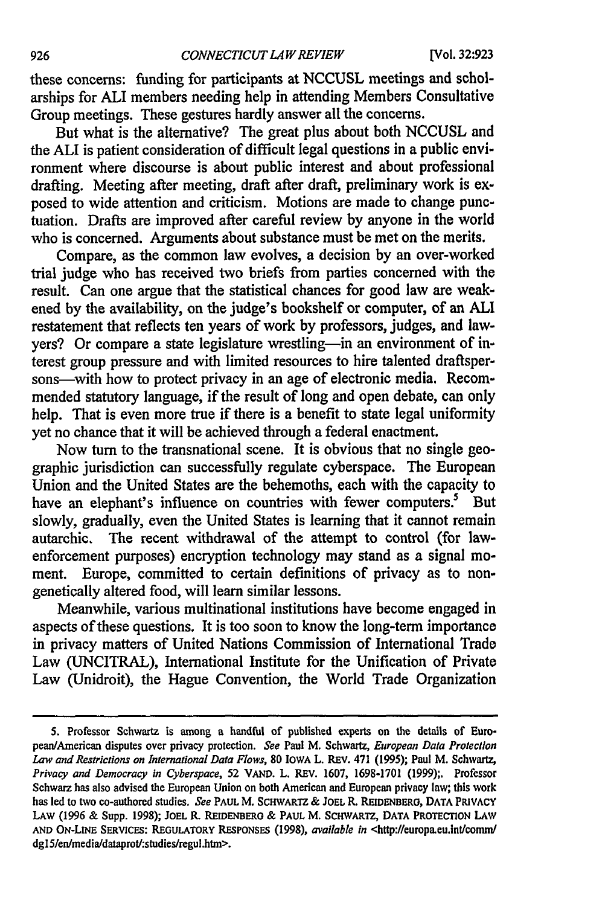these concerns: funding for participants at NCCUSL meetings and scholarships for ALI members needing help in attending Members Consultative Group meetings. These gestures hardly answer all the concerns.

But what is the alternative? The great plus about both NCCUSL and the ALI is patient consideration of difficult legal questions in a public environment where discourse is about public interest and about professional drafting. Meeting after meeting, draft after draft, preliminary work is exposed to wide attention and criticism. Motions are made to change punctuation. Drafts are improved after careful review by anyone in the world who is concerned. Arguments about substance must be met on the merits.

Compare, as the common law evolves, a decision by an over-worked trial judge who has received two briefs from parties concerned with the result. Can one argue that the statistical chances for good law are weakened by the availability, on the judge's bookshelf or computer, of an ALI restatement that reflects ten years of work by professors, judges, and lawyers? Or compare a state legislature wrestling—in an environment of interest group pressure and with limited resources to hire talented draftspersons—with how to protect privacy in an age of electronic media. Recommended statutory language, if the result of long and open debate, can only help. That is even more true if there is a benefit to state legal uniformity yet no chance that it will be achieved through a federal enactment.

Now turn to the transnational scene. It is obvious that no single geographic jurisdiction can successfully regulate cyberspace. The European Union and the United States are the behemoths, each with the capacity to have an elephant's influence on countries with fewer computers.[5] But slowly, gradually, even the United States is learning that it cannot remain autarchic. The recent withdrawal of the attempt to control (for law-enforcement purposes) encryption technology may stand as a signal moment. Europe, committed to certain definitions of privacy as to non-genetically altered food, will learn similar lessons.

Meanwhile, various multinational institutions have become engaged in aspects of these questions. It is too soon to know the long-term importance in privacy matters of United Nations Commission of International Trade Law (UNCITRAL), International Institute for the Unification of Private Law (Unidroit), the Hague Convention, the World Trade Organization

---

5. Professor Schwartz is among a handful of published experts on the details of European/American disputes over privacy protection. *See* Paul M. Schwartz, *European Data Protection Law and Restrictions on International Data Flows*, 80 IOWA L. REV. 471 (1995); Paul M. Schwartz, *Privacy and Democracy in Cyberspace*, 52 VAND. L. REV. 1607, 1698-1701 (1999);. Professor Schwarz has also advised the European Union on both American and European privacy law; this work has led to two co-authored studies. *See* PAUL M. SCHWARTZ & JOEL R. REIDENBERG, DATA PRIVACY LAW (1996 & Supp. 1998); JOEL R. REIDENBERG & PAUL M. SCHWARTZ, DATA PROTECTION LAW AND ON-LINE SERVICES: REGULATORY RESPONSES (1998), *available in* <http://europa.eu.int/comm/dg15/en/media/dataprot/:studies/regul.htm>.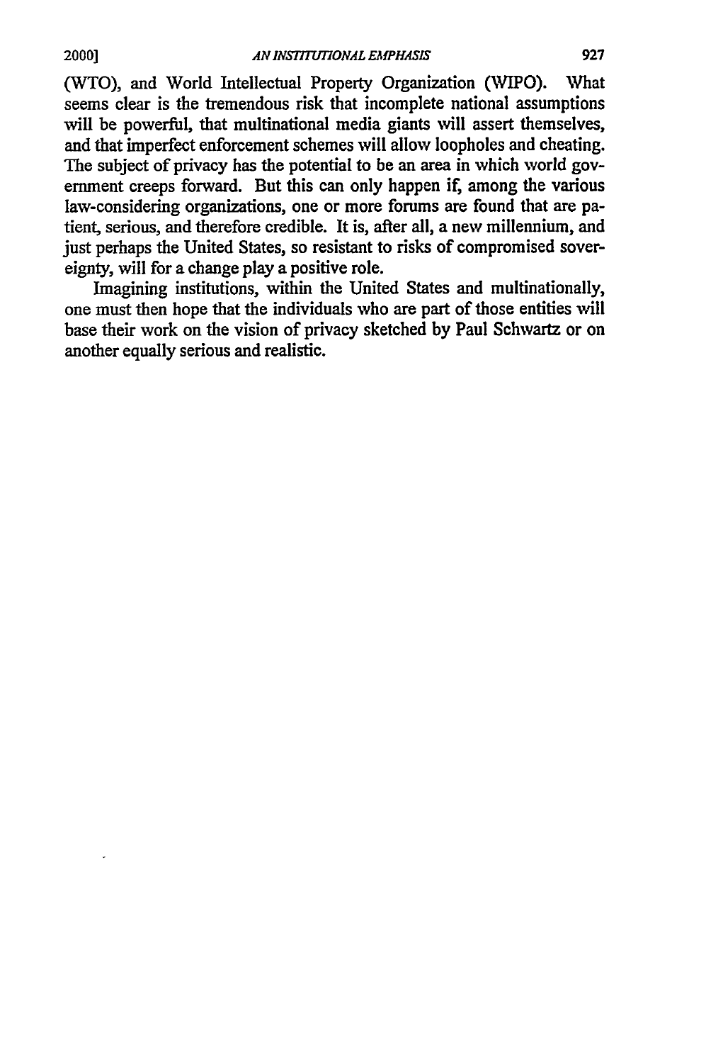(WTO), and World Intellectual Property Organization (WIPO). What seems clear is the tremendous risk that incomplete national assumptions will be powerful, that multinational media giants will assert themselves, and that imperfect enforcement schemes will allow loopholes and cheating. The subject of privacy has the potential to be an area in which world government creeps forward. But this can only happen if, among the various law-considering organizations, one or more forums are found that are patient, serious, and therefore credible. It is, after all, a new millennium, and just perhaps the United States, so resistant to risks of compromised sovereignty, will for a change play a positive role.

Imagining institutions, within the United States and multinationally, one must then hope that the individuals who are part of those entities will base their work on the vision of privacy sketched by Paul Schwartz or on another equally serious and realistic.